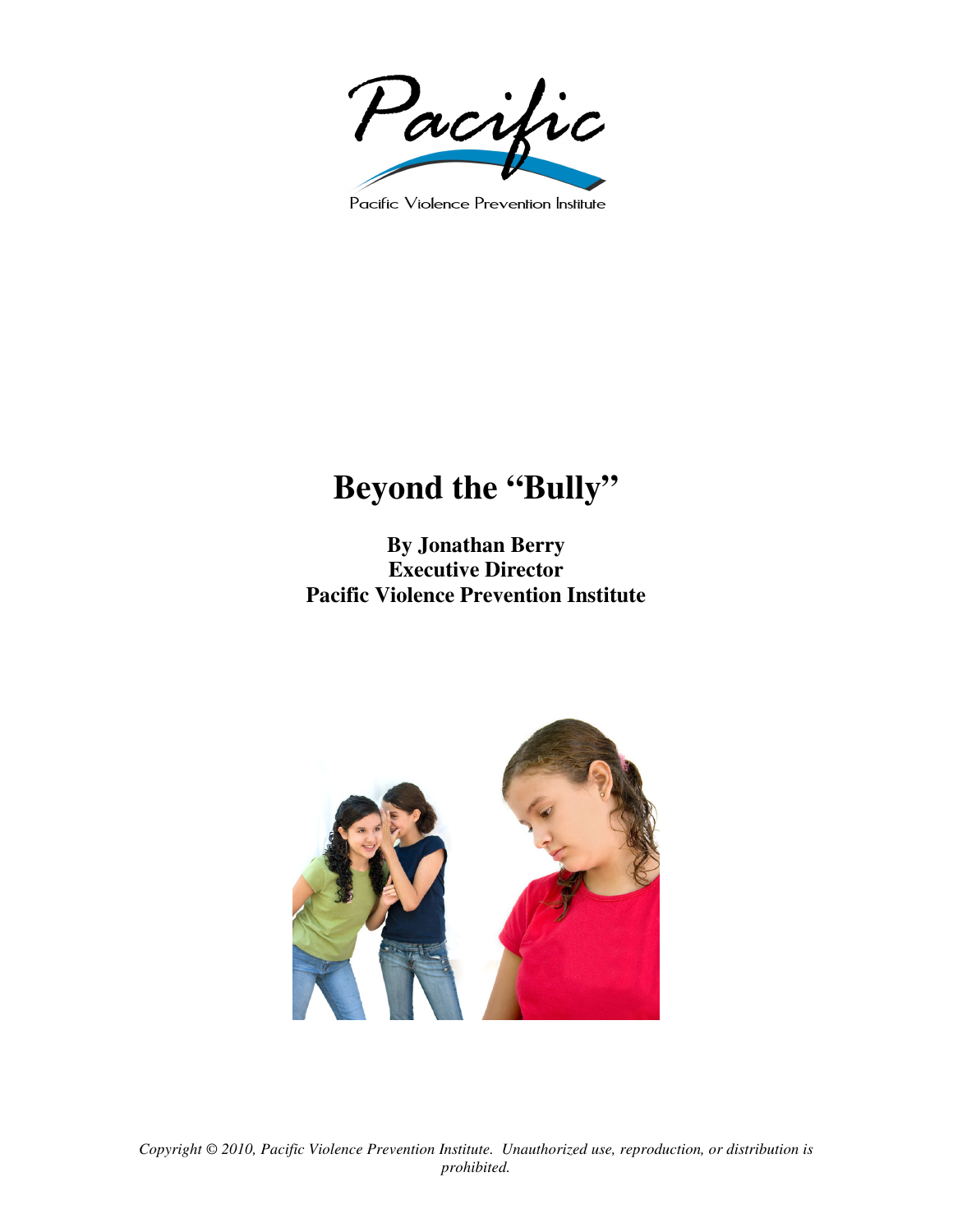Pacific

Pacific Violence Prevention Institute

# Beyond the "Bully"

**By Jonathan Berry**
**Executive Director**
**Pacific Violence Prevention Institute**

*Copyright © 2010, Pacific Violence Prevention Institute. Unauthorized use, reproduction, or distribution is prohibited.*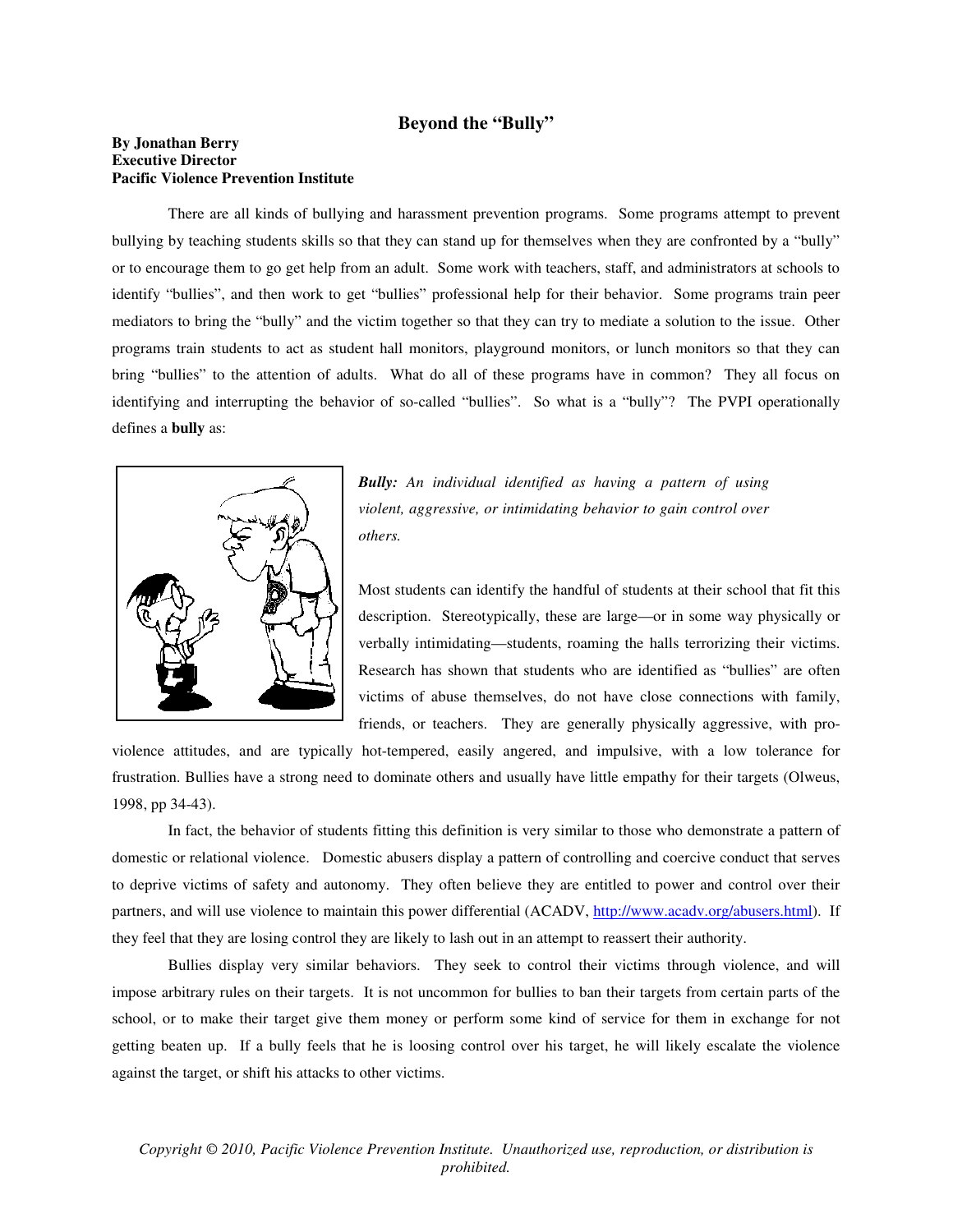# Beyond the "Bully"

**By Jonathan Berry**
**Executive Director**
**Pacific Violence Prevention Institute**

There are all kinds of bullying and harassment prevention programs. Some programs attempt to prevent bullying by teaching students skills so that they can stand up for themselves when they are confronted by a "bully" or to encourage them to go get help from an adult. Some work with teachers, staff, and administrators at schools to identify "bullies", and then work to get "bullies" professional help for their behavior. Some programs train peer mediators to bring the "bully" and the victim together so that they can try to mediate a solution to the issue. Other programs train students to act as student hall monitors, playground monitors, or lunch monitors so that they can bring "bullies" to the attention of adults. What do all of these programs have in common? They all focus on identifying and interrupting the behavior of so-called "bullies". So what is a "bully"? The PVPI operationally defines a **bully** as:

***Bully:*** *An individual identified as having a pattern of using violent, aggressive, or intimidating behavior to gain control over others.*

Most students can identify the handful of students at their school that fit this description. Stereotypically, these are large—or in some way physically or verbally intimidating—students, roaming the halls terrorizing their victims. Research has shown that students who are identified as "bullies" are often victims of abuse themselves, do not have close connections with family, friends, or teachers. They are generally physically aggressive, with pro-violence attitudes, and are typically hot-tempered, easily angered, and impulsive, with a low tolerance for frustration. Bullies have a strong need to dominate others and usually have little empathy for their targets (Olweus, 1998, pp 34-43).

In fact, the behavior of students fitting this definition is very similar to those who demonstrate a pattern of domestic or relational violence. Domestic abusers display a pattern of controlling and coercive conduct that serves to deprive victims of safety and autonomy. They often believe they are entitled to power and control over their partners, and will use violence to maintain this power differential (ACADV, http://www.acadv.org/abusers.html). If they feel that they are losing control they are likely to lash out in an attempt to reassert their authority.

Bullies display very similar behaviors. They seek to control their victims through violence, and will impose arbitrary rules on their targets. It is not uncommon for bullies to ban their targets from certain parts of the school, or to make their target give them money or perform some kind of service for them in exchange for not getting beaten up. If a bully feels that he is loosing control over his target, he will likely escalate the violence against the target, or shift his attacks to other victims.

*Copyright © 2010, Pacific Violence Prevention Institute. Unauthorized use, reproduction, or distribution is prohibited.*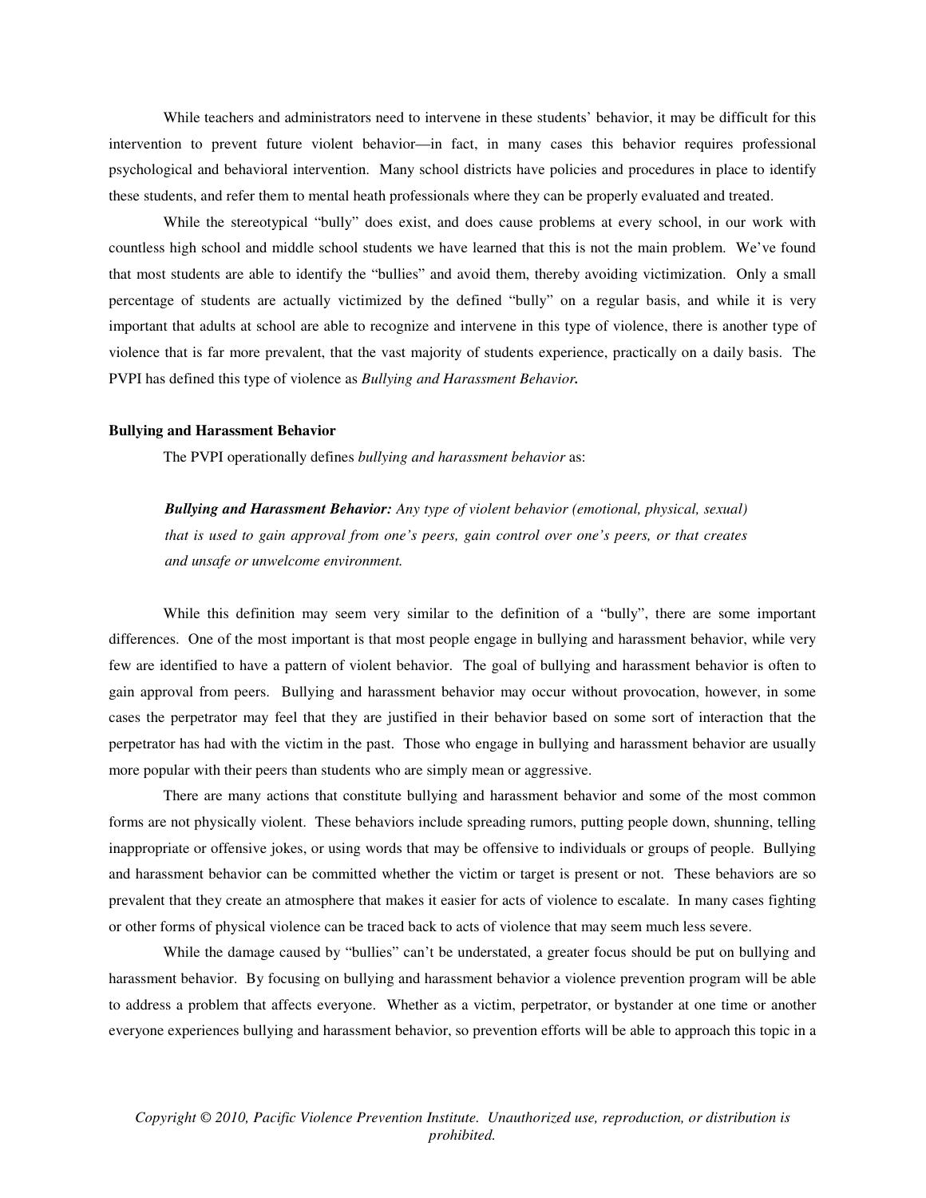While teachers and administrators need to intervene in these students' behavior, it may be difficult for this intervention to prevent future violent behavior—in fact, in many cases this behavior requires professional psychological and behavioral intervention. Many school districts have policies and procedures in place to identify these students, and refer them to mental heath professionals where they can be properly evaluated and treated.

While the stereotypical "bully" does exist, and does cause problems at every school, in our work with countless high school and middle school students we have learned that this is not the main problem. We've found that most students are able to identify the "bullies" and avoid them, thereby avoiding victimization. Only a small percentage of students are actually victimized by the defined "bully" on a regular basis, and while it is very important that adults at school are able to recognize and intervene in this type of violence, there is another type of violence that is far more prevalent, that the vast majority of students experience, practically on a daily basis. The PVPI has defined this type of violence as *Bullying and Harassment Behavior.*

**Bullying and Harassment Behavior**

The PVPI operationally defines *bullying and harassment behavior* as:

> ***Bullying and Harassment Behavior:*** *Any type of violent behavior (emotional, physical, sexual) that is used to gain approval from one's peers, gain control over one's peers, or that creates and unsafe or unwelcome environment.*

While this definition may seem very similar to the definition of a "bully", there are some important differences. One of the most important is that most people engage in bullying and harassment behavior, while very few are identified to have a pattern of violent behavior. The goal of bullying and harassment behavior is often to gain approval from peers. Bullying and harassment behavior may occur without provocation, however, in some cases the perpetrator may feel that they are justified in their behavior based on some sort of interaction that the perpetrator has had with the victim in the past. Those who engage in bullying and harassment behavior are usually more popular with their peers than students who are simply mean or aggressive.

There are many actions that constitute bullying and harassment behavior and some of the most common forms are not physically violent. These behaviors include spreading rumors, putting people down, shunning, telling inappropriate or offensive jokes, or using words that may be offensive to individuals or groups of people. Bullying and harassment behavior can be committed whether the victim or target is present or not. These behaviors are so prevalent that they create an atmosphere that makes it easier for acts of violence to escalate. In many cases fighting or other forms of physical violence can be traced back to acts of violence that may seem much less severe.

While the damage caused by "bullies" can't be understated, a greater focus should be put on bullying and harassment behavior. By focusing on bullying and harassment behavior a violence prevention program will be able to address a problem that affects everyone. Whether as a victim, perpetrator, or bystander at one time or another everyone experiences bullying and harassment behavior, so prevention efforts will be able to approach this topic in a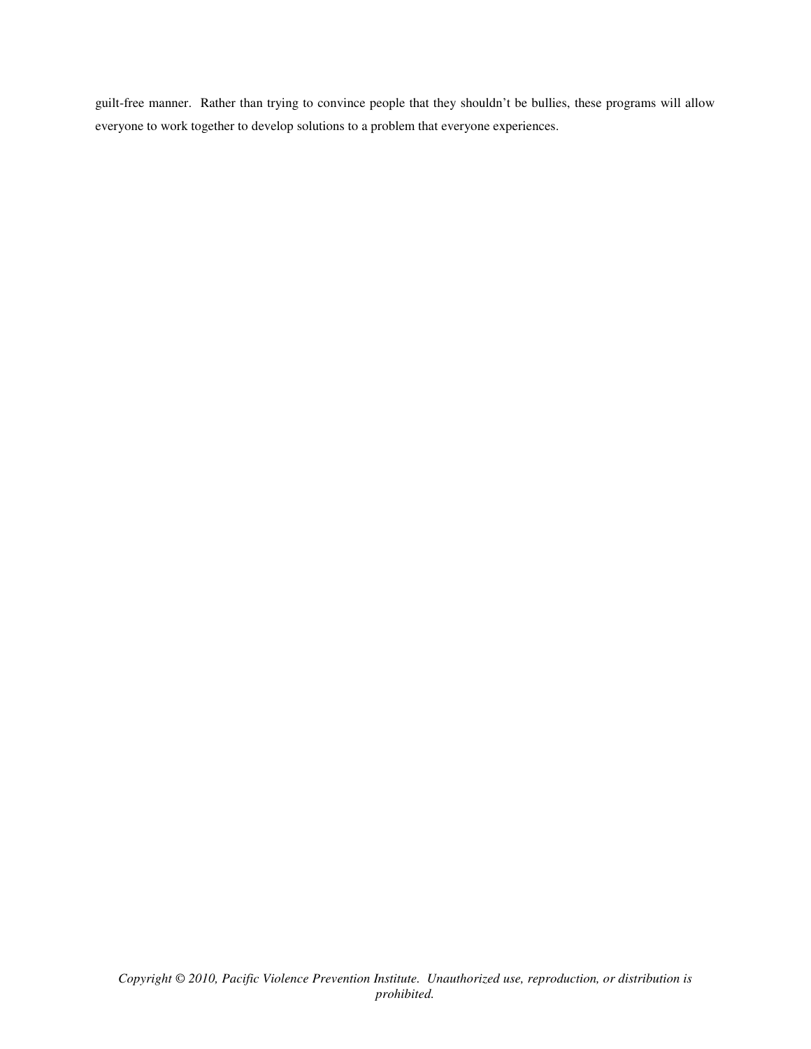guilt-free manner. Rather than trying to convince people that they shouldn't be bullies, these programs will allow everyone to work together to develop solutions to a problem that everyone experiences.